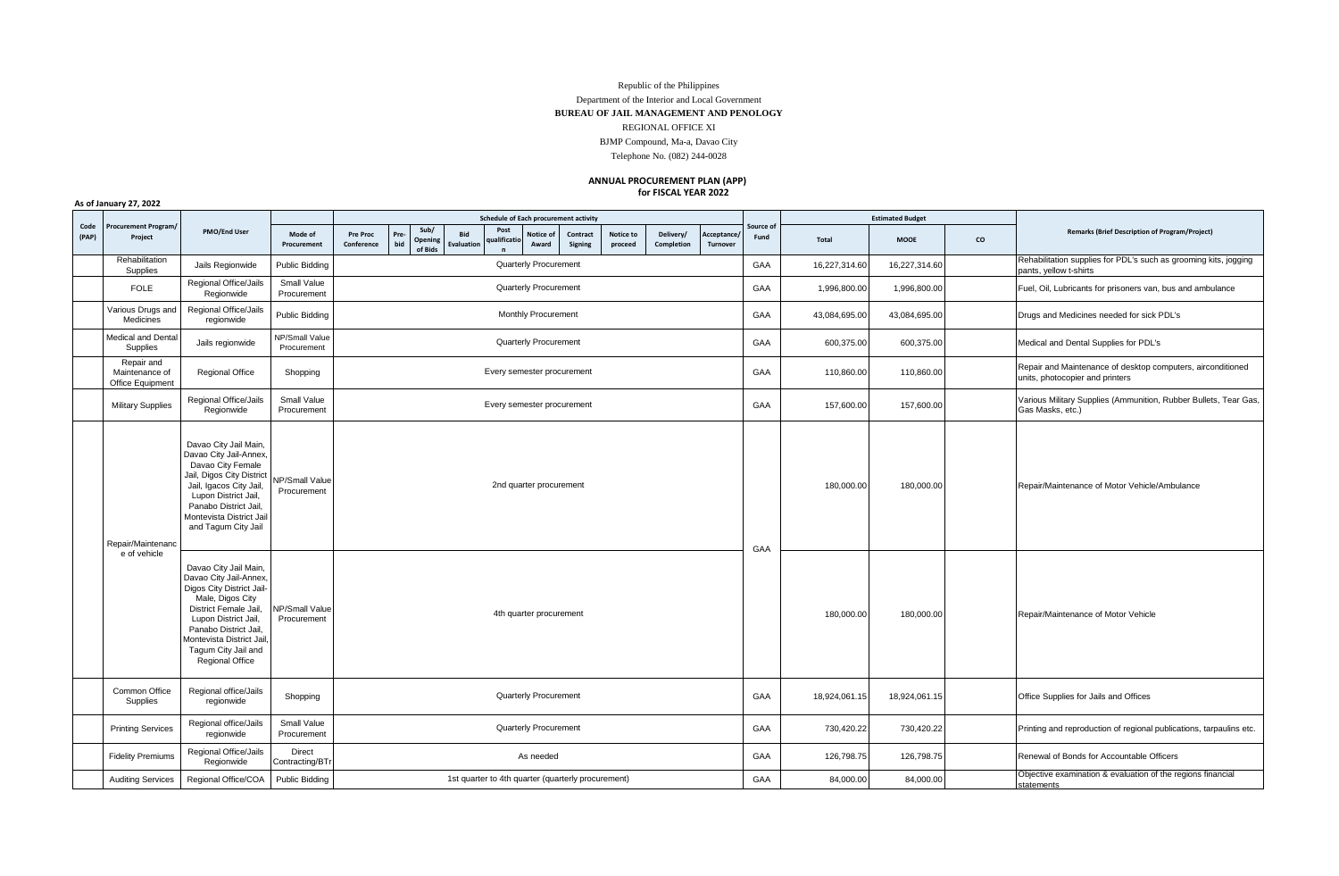Republic of the Philippines

Department of the Interior and Local Government

**BUREAU OF JAIL MANAGEMENT AND PENOLOGY**

REGIONAL OFFICE XI

BJMP Compound, Ma-a, Davao City

Telephone No. (082) 244-0028

## ANNUAL PROCUREMENT PLAN (APP)
## for FISCAL YEAR 2022

**As of January 27, 2022**

| Code (PAP) | Procurement Program/ Project | PMO/End User | Mode of Procurement | Schedule of Each procurement activity | | | | | | | | | | Source of Fund | Estimated Budget | | | Remarks (Brief Description of Program/Project) |
|---|---|---|---|---|---|---|---|---|---|---|---|---|---|---|---|---|---|---|
| | | | | Pre Proc Conference | Pre-bid | Sub/ Opening of Bids | Bid Evaluation | Post qualification | Notice of Award | Contract Signing | Notice to proceed | Delivery/ Completion | Acceptance/ Turnover | | Total | MOOE | CO | |
| | Rehabilitation Supplies | Jails Regionwide | Public Bidding | Quarterly Procurement | | | | | | | | | | GAA | 16,227,314.60 | 16,227,314.60 | | Rehabilitation supplies for PDL's such as grooming kits, jogging pants, yellow t-shirts |
| | FOLE | Regional Office/Jails Regionwide | Small Value Procurement | Quarterly Procurement | | | | | | | | | | GAA | 1,996,800.00 | 1,996,800.00 | | Fuel, Oil, Lubricants for prisoners van, bus and ambulance |
| | Various Drugs and Medicines | Regional Office/Jails regionwide | Public Bidding | Monthly Procurement | | | | | | | | | | GAA | 43,084,695.00 | 43,084,695.00 | | Drugs and Medicines needed for sick PDL's |
| | Medical and Dental Supplies | Jails regionwide | NP/Small Value Procurement | Quarterly Procurement | | | | | | | | | | GAA | 600,375.00 | 600,375.00 | | Medical and Dental Supplies for PDL's |
| | Repair and Maintenance of Office Equipment | Regional Office | Shopping | Every semester procurement | | | | | | | | | | GAA | 110,860.00 | 110,860.00 | | Repair and Maintenance of desktop computers, airconditioned units, photocopier and printers |
| | Military Supplies | Regional Office/Jails Regionwide | Small Value Procurement | Every semester procurement | | | | | | | | | | GAA | 157,600.00 | 157,600.00 | | Various Military Supplies (Ammunition, Rubber Bullets, Tear Gas, Gas Masks, etc.) |
| | Repair/Maintenance of vehicle | Davao City Jail Main, Davao City Jail-Annex, Davao City Female Jail, Digos City District Jail, Igacos City Jail, Lupon District Jail, Panabo District Jail, Montevista District Jail and Tagum City Jail | NP/Small Value Procurement | 2nd quarter procurement | | | | | | | | | | GAA | 180,000.00 | 180,000.00 | | Repair/Maintenance of Motor Vehicle/Ambulance |
| | | Davao City Jail Main, Davao City Jail-Annex, Digos City District Jail-Male, Digos City District Female Jail, Lupon District Jail, Panabo District Jail, Montevista District Jail, Tagum City Jail and Regional Office | NP/Small Value Procurement | 4th quarter procurement | | | | | | | | | | | 180,000.00 | 180,000.00 | | Repair/Maintenance of Motor Vehicle |
| | Common Office Supplies | Regional office/Jails regionwide | Shopping | Quarterly Procurement | | | | | | | | | | GAA | 18,924,061.15 | 18,924,061.15 | | Office Supplies for Jails and Offices |
| | Printing Services | Regional office/Jails regionwide | Small Value Procurement | Quarterly Procurement | | | | | | | | | | GAA | 730,420.22 | 730,420.22 | | Printing and reproduction of regional publications, tarpaulins etc. |
| | Fidelity Premiums | Regional Office/Jails Regionwide | Direct Contracting/BTr | As needed | | | | | | | | | | GAA | 126,798.75 | 126,798.75 | | Renewal of Bonds for Accountable Officers |
| | Auditing Services | Regional Office/COA | Public Bidding | 1st quarter to 4th quarter (quarterly procurement) | | | | | | | | | | GAA | 84,000.00 | 84,000.00 | | Objective examination & evaluation of the regions financial statements |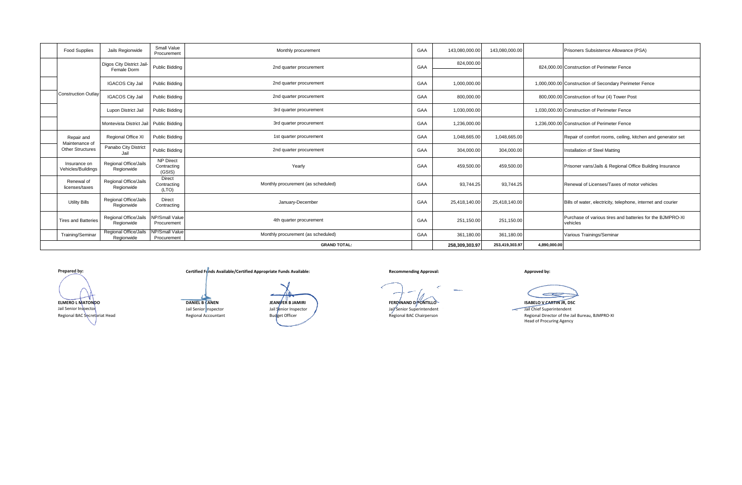| | | | | | | | | | |
|---|---|---|---|---|---|---|---|---|---|
| | Food Supplies | Jails Regionwide | Small Value Procurement | Monthly procurement | GAA | 143,080,000.00 | 143,080,000.00 | | Prisoners Subsistence Allowance (PSA) |
| | Construction Outlay | Digos City District Jail- Female Dorm | Public Bidding | 2nd quarter procurement | GAA | 824,000.00 | | 824,000.00 | Construction of Perimeter Fence |
| | | IGACOS City Jail | Public Bidding | 2nd quarter procurement | GAA | 1,000,000.00 | | 1,000,000.00 | Construction of Secondary Perimeter Fence |
| | | IGACOS City Jail | Public Bidding | 2nd quarter procurement | GAA | 800,000.00 | | 800,000.00 | Construction of four (4) Tower Post |
| | | Lupon District Jail | Public Bidding | 3rd quarter procurement | GAA | 1,030,000.00 | | 1,030,000.00 | Construction of Perimeter Fence |
| | | Montevista District Jail | Public Bidding | 3rd quarter procurement | GAA | 1,236,000.00 | | 1,236,000.00 | Construction of Perimeter Fence |
| | Repair and Maintenance of Other Structures | Regional Office XI | Public Bidding | 1st quarter procurement | GAA | 1,048,665.00 | 1,048,665.00 | | Repair of comfort rooms, ceiling, kitchen and generator set |
| | | Panabo City District Jail | Public Bidding | 2nd quarter procurement | GAA | 304,000.00 | 304,000.00 | | Installation of Steel Matting |
| | Insurance on Vehicles/Buildings | Regional Office/Jails Regionwide | NP Direct Contracting (GSIS) | Yearly | GAA | 459,500.00 | 459,500.00 | | Prisoner vans/Jails & Regional Office Building Insurance |
| | Renewal of licenses/taxes | Regional Office/Jails Regionwide | Direct Contracting (LTO) | Monthly procurement (as scheduled) | GAA | 93,744.25 | 93,744.25 | | Renewal of Licenses/Taxes of motor vehicles |
| | Utility Bills | Regional Office/Jails Regionwide | Direct Contracting | January-December | GAA | 25,418,140.00 | 25,418,140.00 | | Bills of water, electricity, telephone, internet and courier |
| | Tires and Batteries | Regional Office/Jails Regionwide | NP/Small Value Procurement | 4th quarter procurement | GAA | 251,150.00 | 251,150.00 | | Purchase of various tires and batteries for the BJMPRO-XI vehicles |
| | Training/Seminar | Regional Office/Jails Regionwide | NP/Small Value Procurement | Monthly procurement (as scheduled) | GAA | 361,180.00 | 361,180.00 | | Various Trainings/Seminar |
| | | | | **GRAND TOTAL:** | | **258,309,303.97** | **253,419,303.97** | **4,890,000.00** | |

**Prepared by:**

**ELMERO L MATONDO**
Jail Senior Inspector
Regional BAC Secretariat Head

**Certified Funds Available/Certified Appropriate Funds Available:**

**DANIEL B CANEN**
Jail Senior Inspector
Regional Accountant

**JEANIFER B JAMIRI**
Jail Senior Inspector
Budget Officer

**Recommending Approval:**

**FERDINAND D PONTILLO**
Jail Senior Superintendent
Regional BAC Chairperson

**Approved by:**

**ISABELO V CARTIN JR, DSC**
Jail Chief Superintendent
Regional Director of the Jail Bureau, BJMPRO-XI
Head of Procuring Agency